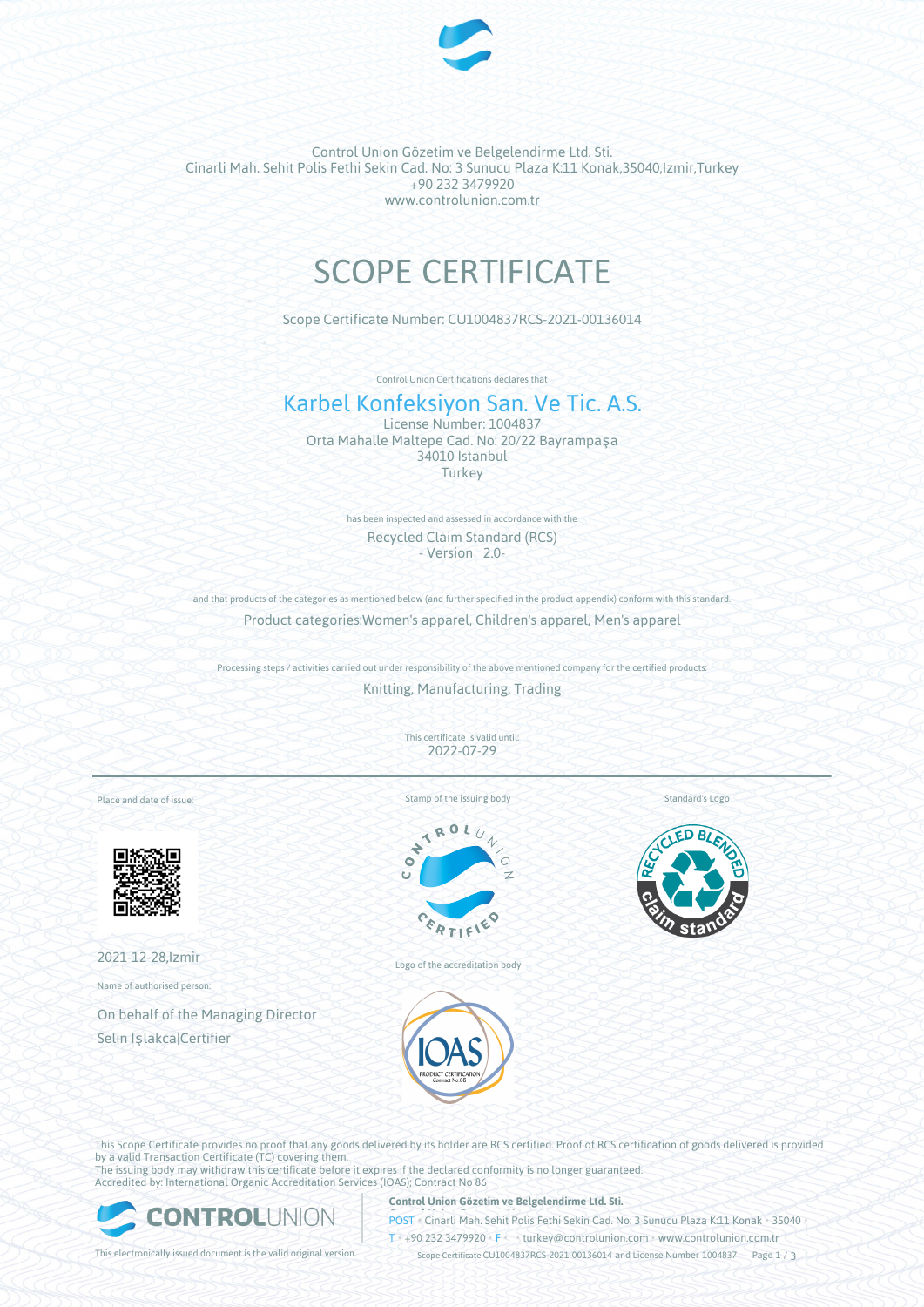Control Union Gözetim ve Belgelendirme Ltd. Sti.
Cinarli Mah. Sehit Polis Fethi Sekin Cad. No: 3 Sunucu Plaza K:11 Konak,35040,Izmir,Turkey
+90 232 3479920
www.controlunion.com.tr

# SCOPE CERTIFICATE

Scope Certificate Number: CU1004837RCS-2021-00136014

Control Union Certifications declares that

## Karbel Konfeksiyon San. Ve Tic. A.S.

License Number: 1004837
Orta Mahalle Maltepe Cad. No: 20/22 Bayrampaşa
34010 Istanbul
Turkey

has been inspected and assessed in accordance with the

Recycled Claim Standard (RCS)
- Version 2.0-

and that products of the categories as mentioned below (and further specified in the product appendix) conform with this standard.

Product categories:Women's apparel, Children's apparel, Men's apparel

Processing steps / activities carried out under responsibility of the above mentioned company for the certified products:

Knitting, Manufacturing, Trading

This certificate is valid until:
2022-07-29

Place and date of issue:

2021-12-28,Izmir

Name of authorised person:

On behalf of the Managing Director
Selin Işlakca|Certifier

Stamp of the issuing body

Logo of the accreditation body

Standard's Logo

This Scope Certificate provides no proof that any goods delivered by its holder are RCS certified. Proof of RCS certification of goods delivered is provided by a valid Transaction Certificate (TC) covering them.
The issuing body may withdraw this certificate before it expires if the declared conformity is no longer guaranteed.
Accredited by: International Organic Accreditation Services (IOAS); Contract No 86

This electronically issued document is the valid original version.

**Control Union Gözetim ve Belgelendirme Ltd. Sti.**
POST • Cinarli Mah. Sehit Polis Fethi Sekin Cad. No: 3 Sunucu Plaza K:11 Konak • 35040 •
T • +90 232 3479920 • F • • turkey@controlunion.com • www.controlunion.com.tr
Scope Certificate CU1004837RCS-2021-00136014 and License Number 1004837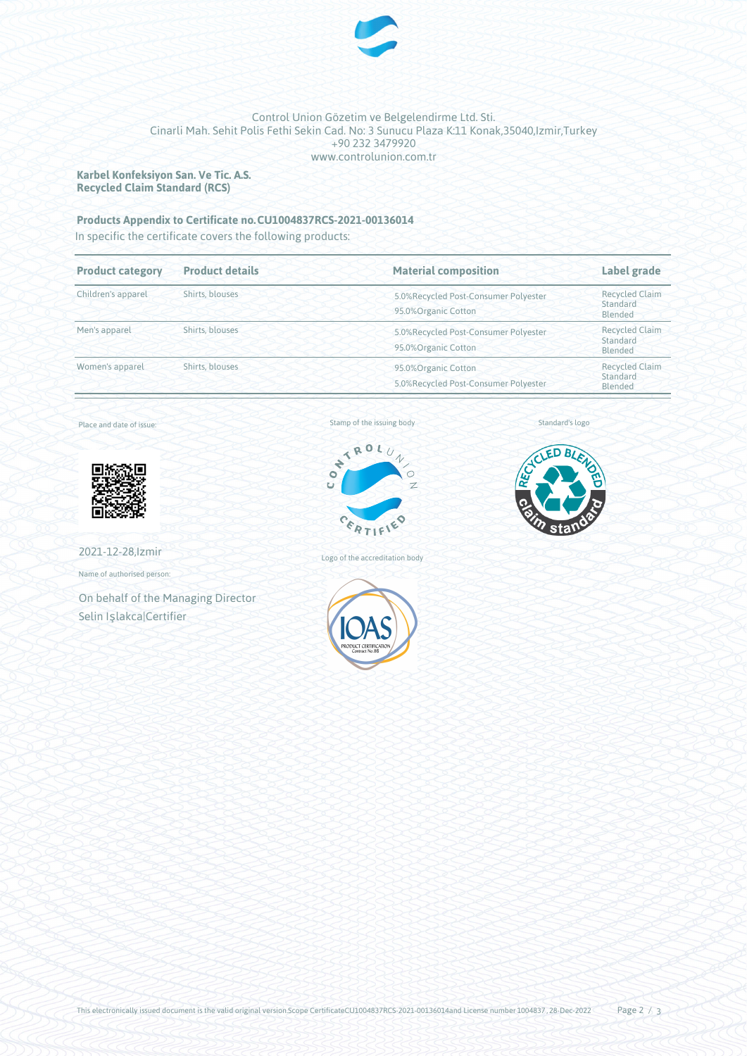Control Union Gözetim ve Belgelendirme Ltd. Sti.
Cinarli Mah. Sehit Polis Fethi Sekin Cad. No: 3 Sunucu Plaza K:11 Konak,35040,Izmir,Turkey
+90 232 3479920
www.controlunion.com.tr

**Karbel Konfeksiyon San. Ve Tic. A.S.**
**Recycled Claim Standard (RCS)**

**Products Appendix to Certificate no. CU1004837RCS-2021-00136014**

In specific the certificate covers the following products:

| Product category | Product details | Material composition | Label grade |
|---|---|---|---|
| Children's apparel | Shirts, blouses | 5.0%Recycled Post-Consumer Polyester<br>95.0%Organic Cotton | Recycled Claim Standard Blended |
| Men's apparel | Shirts, blouses | 5.0%Recycled Post-Consumer Polyester<br>95.0%Organic Cotton | Recycled Claim Standard Blended |
| Women's apparel | Shirts, blouses | 95.0%Organic Cotton<br>5.0%Recycled Post-Consumer Polyester | Recycled Claim Standard Blended |

Place and date of issue:

2021-12-28,Izmir

Name of authorised person:

On behalf of the Managing Director
Selin Işlakca|Certifier

Stamp of the issuing body

Logo of the accreditation body

Standard's logo

This electronically issued document is the valid original version.Scope CertificateCU1004837RCS-2021-00136014and License number 1004837 , 28-Dec-2022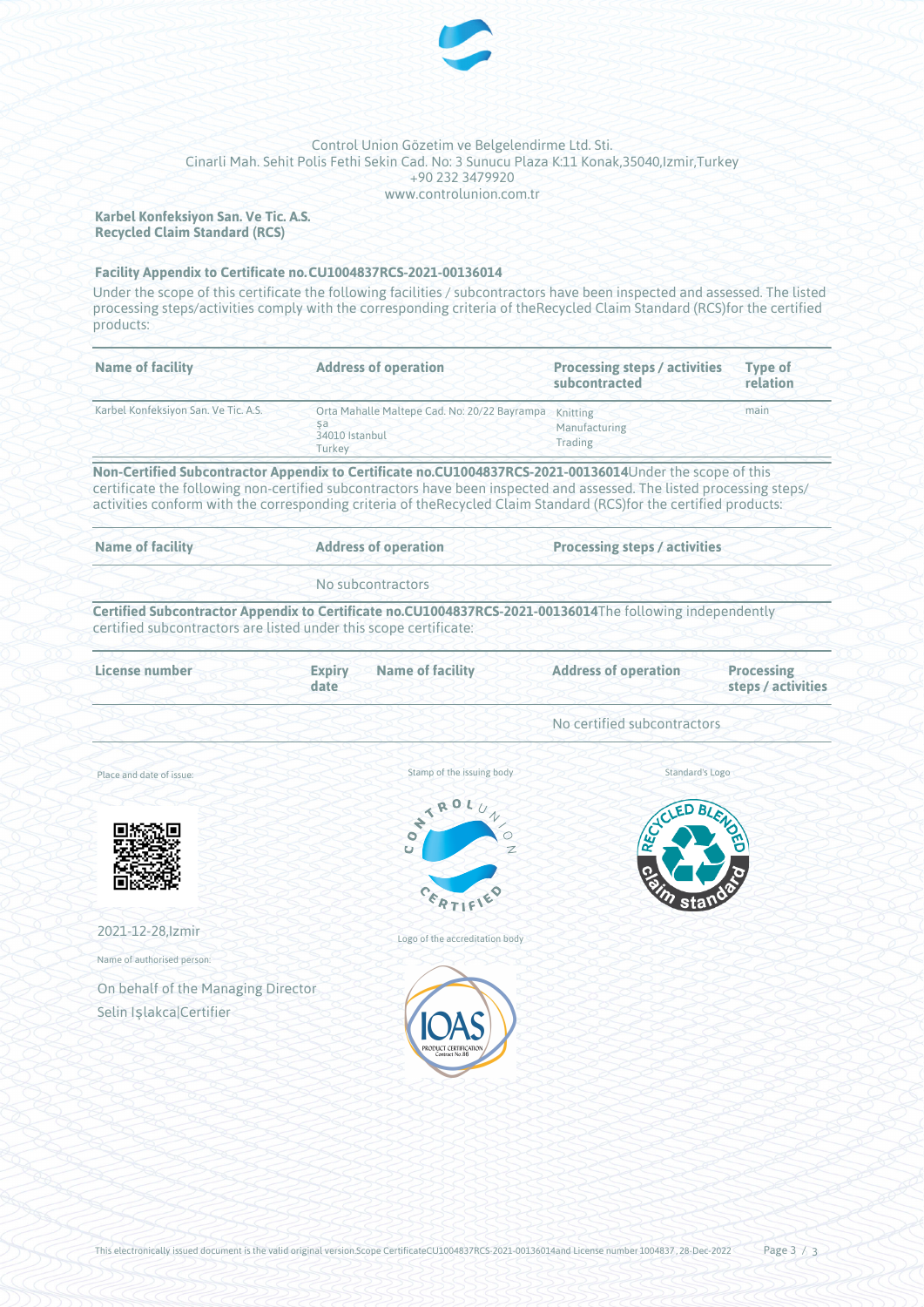Control Union Gözetim ve Belgelendirme Ltd. Sti.
Cinarli Mah. Sehit Polis Fethi Sekin Cad. No: 3 Sunucu Plaza K:11 Konak,35040,Izmir,Turkey
+90 232 3479920
www.controlunion.com.tr

**Karbel Konfeksiyon San. Ve Tic. A.S.**
**Recycled Claim Standard (RCS)**

**Facility Appendix to Certificate no. CU1004837RCS-2021-00136014**

Under the scope of this certificate the following facilities / subcontractors have been inspected and assessed. The listed processing steps/activities comply with the corresponding criteria of theRecycled Claim Standard (RCS)for the certified products:

| Name of facility | Address of operation | Processing steps / activities subcontracted | Type of relation |
|---|---|---|---|
| Karbel Konfeksiyon San. Ve Tic. A.S. | Orta Mahalle Maltepe Cad. No: 20/22 Bayrampaşa 34010 Istanbul Turkey | Knitting Manufacturing Trading | main |

**Non-Certified Subcontractor Appendix to Certificate no.CU1004837RCS-2021-00136014**Under the scope of this certificate the following non-certified subcontractors have been inspected and assessed. The listed processing steps/ activities conform with the corresponding criteria of theRecycled Claim Standard (RCS)for the certified products:

| Name of facility | Address of operation | Processing steps / activities |
|---|---|---|
| | No subcontractors | |

**Certified Subcontractor Appendix to Certificate no.CU1004837RCS-2021-00136014**The following independently certified subcontractors are listed under this scope certificate:

| License number | Expiry date | Name of facility | Address of operation | Processing steps / activities |
|---|---|---|---|---|
| | | | No certified subcontractors | |

Place and date of issue:

2021-12-28,Izmir

Name of authorised person:

On behalf of the Managing Director
Selin Işlakca|Certifier

Stamp of the issuing body

Logo of the accreditation body

Standard's Logo

This electronically issued document is the valid original version.Scope CertificateCU1004837RCS-2021-00136014and License number 1004837 , 28-Dec-2022